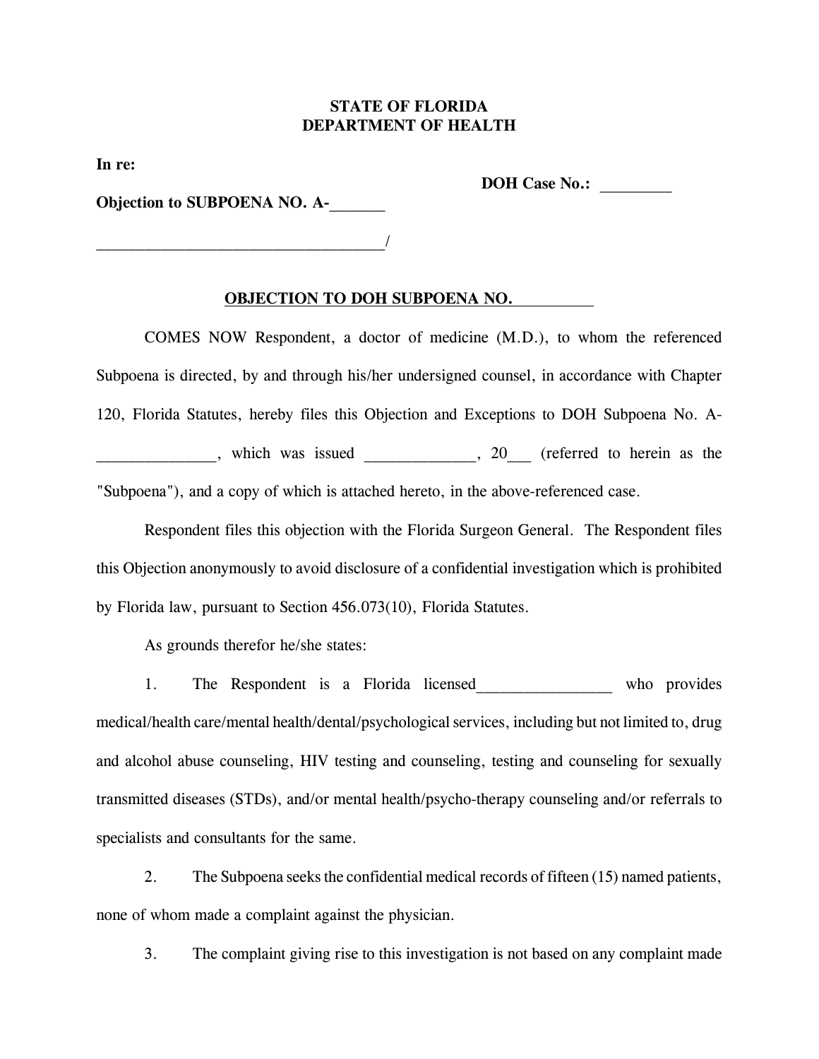**STATE OF FLORIDA**
**DEPARTMENT OF HEALTH**

**In re:**

**DOH Case No.:** _________

**Objection to SUBPOENA NO. A-**_______

____________________________________/

**OBJECTION TO DOH SUBPOENA NO.** __________

COMES NOW Respondent, a doctor of medicine (M.D.), to whom the referenced Subpoena is directed, by and through his/her undersigned counsel, in accordance with Chapter 120, Florida Statutes, hereby files this Objection and Exceptions to DOH Subpoena No. A-_______________, which was issued ______________, 20___ (referred to herein as the "Subpoena"), and a copy of which is attached hereto, in the above-referenced case.

Respondent files this objection with the Florida Surgeon General. The Respondent files this Objection anonymously to avoid disclosure of a confidential investigation which is prohibited by Florida law, pursuant to Section 456.073(10), Florida Statutes.

As grounds therefor he/she states:

1. The Respondent is a Florida licensed_________________ who provides medical/health care/mental health/dental/psychological services, including but not limited to, drug and alcohol abuse counseling, HIV testing and counseling, testing and counseling for sexually transmitted diseases (STDs), and/or mental health/psycho-therapy counseling and/or referrals to specialists and consultants for the same.

2. The Subpoena seeks the confidential medical records of fifteen (15) named patients, none of whom made a complaint against the physician.

3. The complaint giving rise to this investigation is not based on any complaint made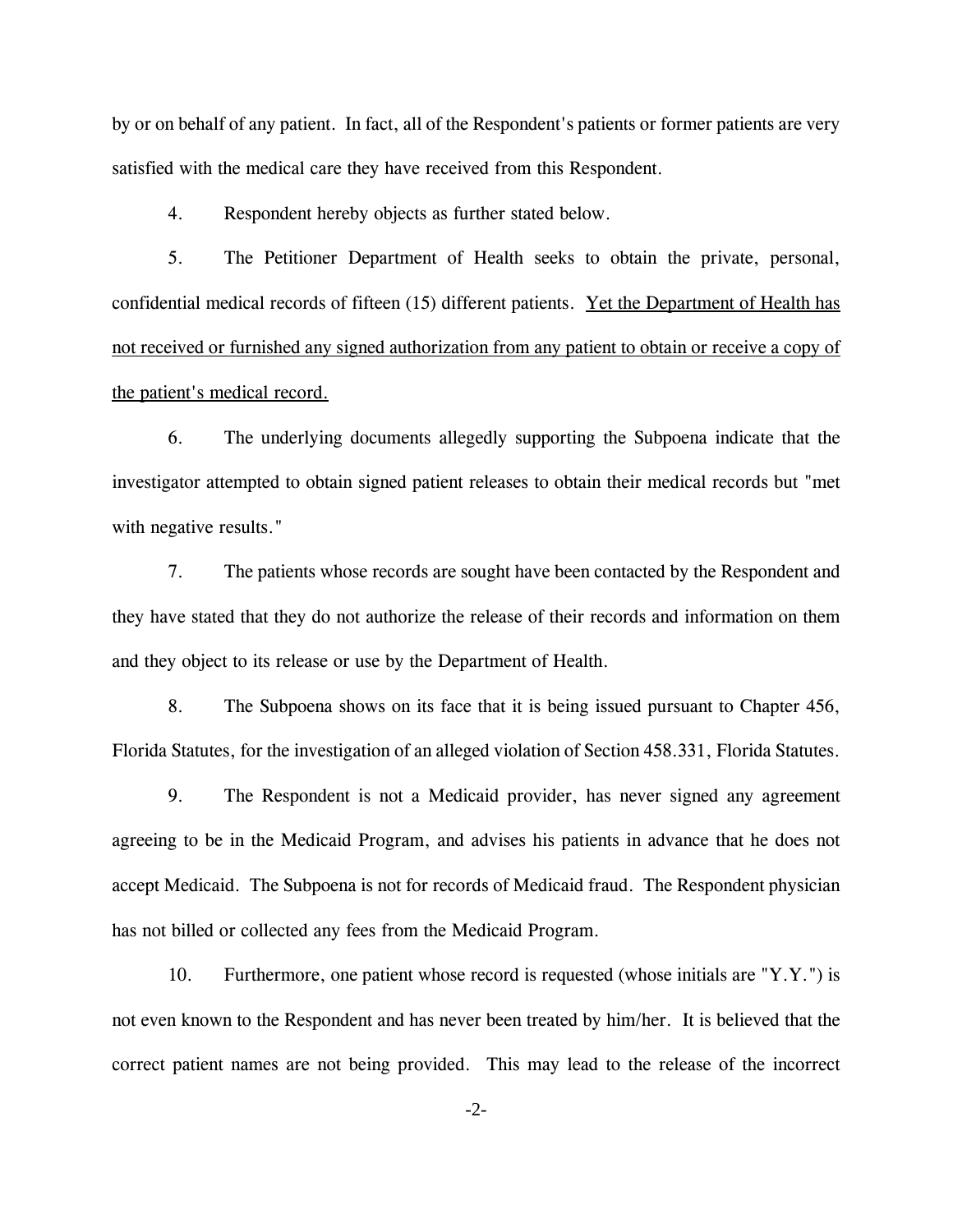by or on behalf of any patient. In fact, all of the Respondent's patients or former patients are very satisfied with the medical care they have received from this Respondent.

4. Respondent hereby objects as further stated below.

5. The Petitioner Department of Health seeks to obtain the private, personal, confidential medical records of fifteen (15) different patients. <u>Yet the Department of Health has not received or furnished any signed authorization from any patient to obtain or receive a copy of the patient's medical record.</u>

6. The underlying documents allegedly supporting the Subpoena indicate that the investigator attempted to obtain signed patient releases to obtain their medical records but "met with negative results."

7. The patients whose records are sought have been contacted by the Respondent and they have stated that they do not authorize the release of their records and information on them and they object to its release or use by the Department of Health.

8. The Subpoena shows on its face that it is being issued pursuant to Chapter 456, Florida Statutes, for the investigation of an alleged violation of Section 458.331, Florida Statutes.

9. The Respondent is not a Medicaid provider, has never signed any agreement agreeing to be in the Medicaid Program, and advises his patients in advance that he does not accept Medicaid. The Subpoena is not for records of Medicaid fraud. The Respondent physician has not billed or collected any fees from the Medicaid Program.

10. Furthermore, one patient whose record is requested (whose initials are "Y.Y.") is not even known to the Respondent and has never been treated by him/her. It is believed that the correct patient names are not being provided. This may lead to the release of the incorrect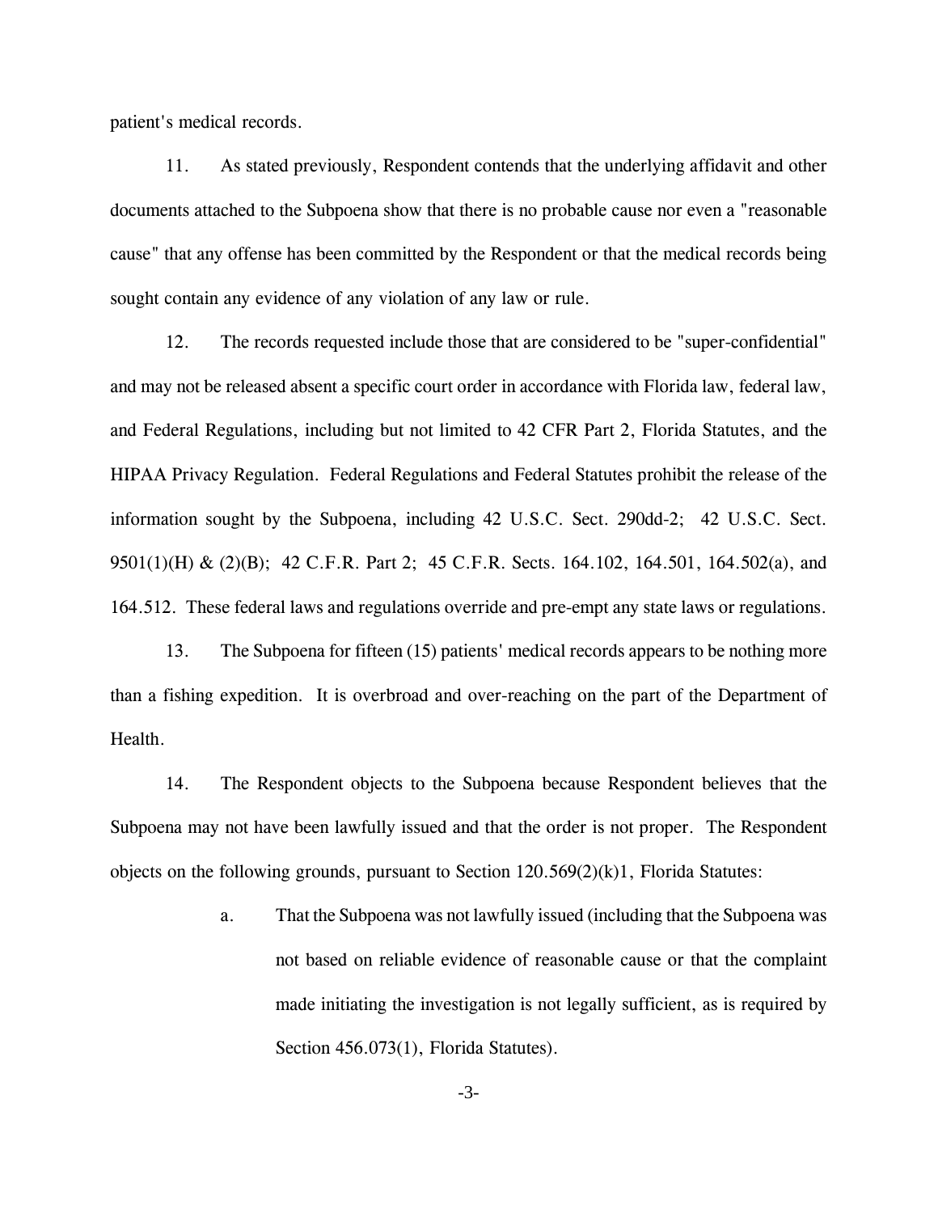patient's medical records.

11. As stated previously, Respondent contends that the underlying affidavit and other documents attached to the Subpoena show that there is no probable cause nor even a "reasonable cause" that any offense has been committed by the Respondent or that the medical records being sought contain any evidence of any violation of any law or rule.

12. The records requested include those that are considered to be "super-confidential" and may not be released absent a specific court order in accordance with Florida law, federal law, and Federal Regulations, including but not limited to 42 CFR Part 2, Florida Statutes, and the HIPAA Privacy Regulation. Federal Regulations and Federal Statutes prohibit the release of the information sought by the Subpoena, including 42 U.S.C. Sect. 290dd-2; 42 U.S.C. Sect. 9501(1)(H) & (2)(B); 42 C.F.R. Part 2; 45 C.F.R. Sects. 164.102, 164.501, 164.502(a), and 164.512. These federal laws and regulations override and pre-empt any state laws or regulations.

13. The Subpoena for fifteen (15) patients' medical records appears to be nothing more than a fishing expedition. It is overbroad and over-reaching on the part of the Department of Health.

14. The Respondent objects to the Subpoena because Respondent believes that the Subpoena may not have been lawfully issued and that the order is not proper. The Respondent objects on the following grounds, pursuant to Section 120.569(2)(k)1, Florida Statutes:

a. That the Subpoena was not lawfully issued (including that the Subpoena was not based on reliable evidence of reasonable cause or that the complaint made initiating the investigation is not legally sufficient, as is required by Section 456.073(1), Florida Statutes).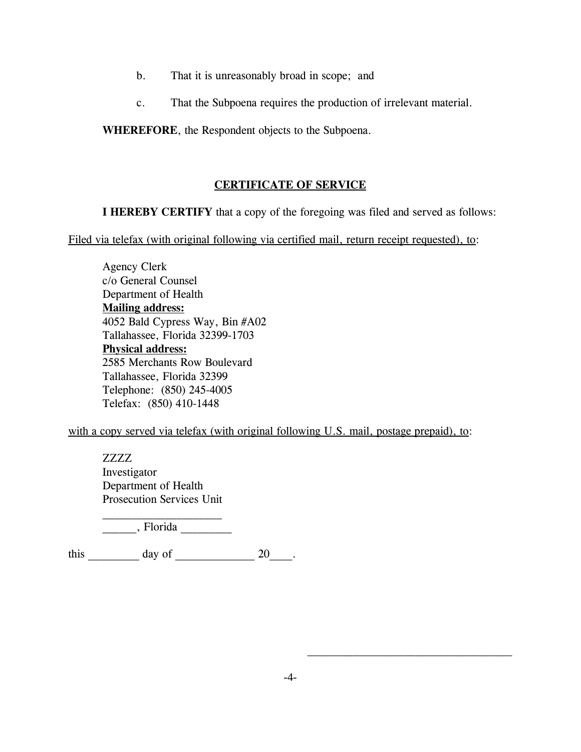b. That it is unreasonably broad in scope; and

c. That the Subpoena requires the production of irrelevant material.

**WHEREFORE**, the Respondent objects to the Subpoena.

## CERTIFICATE OF SERVICE

**I HEREBY CERTIFY** that a copy of the foregoing was filed and served as follows:

Filed via telefax (with original following via certified mail, return receipt requested), to:

Agency Clerk
c/o General Counsel
Department of Health
**Mailing address:**
4052 Bald Cypress Way, Bin #A02
Tallahassee, Florida 32399-1703
**Physical address:**
2585 Merchants Row Boulevard
Tallahassee, Florida 32399
Telephone: (850) 245-4005
Telefax: (850) 410-1448

with a copy served via telefax (with original following U.S. mail, postage prepaid), to:

ZZZZ
Investigator
Department of Health
Prosecution Services Unit
____________________
______, Florida ________

this ________ day of _____________ 20____.

____________________________________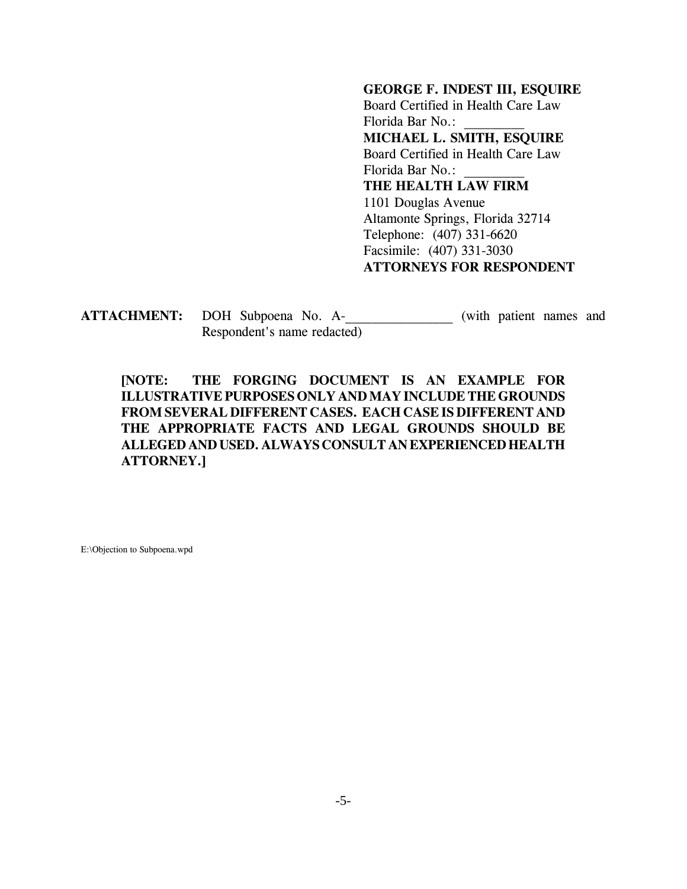**GEORGE F. INDEST III, ESQUIRE**
Board Certified in Health Care Law
Florida Bar No.: ________
**MICHAEL L. SMITH, ESQUIRE**
Board Certified in Health Care Law
Florida Bar No.: ________
**THE HEALTH LAW FIRM**
1101 Douglas Avenue
Altamonte Springs, Florida 32714
Telephone: (407) 331-6620
Facsimile: (407) 331-3030
**ATTORNEYS FOR RESPONDENT**

**ATTACHMENT:** DOH Subpoena No. A-_______________ (with patient names and Respondent's name redacted)

**[NOTE: THE FORGING DOCUMENT IS AN EXAMPLE FOR ILLUSTRATIVE PURPOSES ONLY AND MAY INCLUDE THE GROUNDS FROM SEVERAL DIFFERENT CASES. EACH CASE IS DIFFERENT AND THE APPROPRIATE FACTS AND LEGAL GROUNDS SHOULD BE ALLEGED AND USED. ALWAYS CONSULT AN EXPERIENCED HEALTH ATTORNEY.]**

E:\Objection to Subpoena.wpd